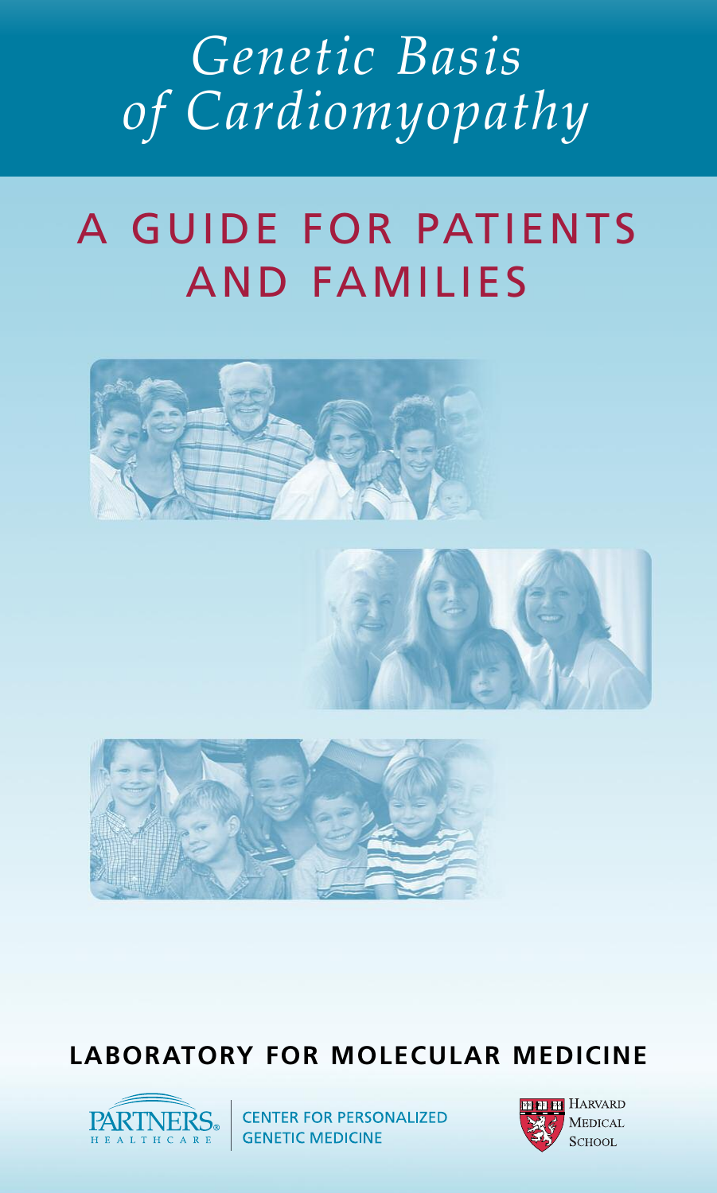# *Genetic Basis of Cardiomyopathy*

## A GUIDE FOR PATIENTS AND FAMILIES

**LABORATORY FOR MOLECULAR MEDICINE**

PARTNERS HEALTHCARE | CENTER FOR PERSONALIZED GENETIC MEDICINE

HARVARD MEDICAL SCHOOL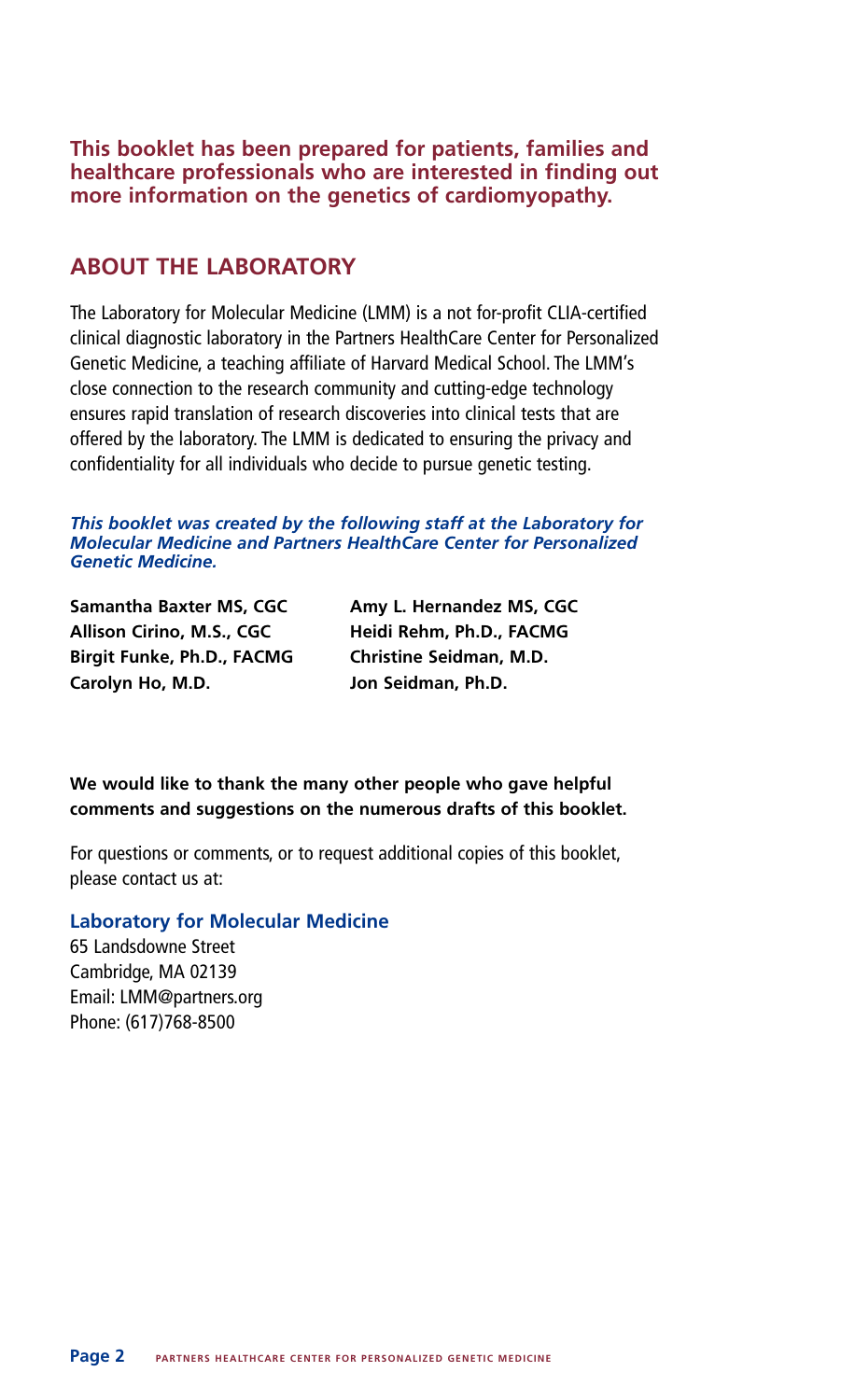**This booklet has been prepared for patients, families and healthcare professionals who are interested in finding out more information on the genetics of cardiomyopathy.**

## ABOUT THE LABORATORY

The Laboratory for Molecular Medicine (LMM) is a not for-profit CLIA-certified clinical diagnostic laboratory in the Partners HealthCare Center for Personalized Genetic Medicine, a teaching affiliate of Harvard Medical School. The LMM's close connection to the research community and cutting-edge technology ensures rapid translation of research discoveries into clinical tests that are offered by the laboratory. The LMM is dedicated to ensuring the privacy and confidentiality for all individuals who decide to pursue genetic testing.

***This booklet was created by the following staff at the Laboratory for Molecular Medicine and Partners HealthCare Center for Personalized Genetic Medicine.***

**Samantha Baxter MS, CGC**
**Allison Cirino, M.S., CGC**
**Birgit Funke, Ph.D., FACMG**
**Carolyn Ho, M.D.**
**Amy L. Hernandez MS, CGC**
**Heidi Rehm, Ph.D., FACMG**
**Christine Seidman, M.D.**
**Jon Seidman, Ph.D.**

**We would like to thank the many other people who gave helpful comments and suggestions on the numerous drafts of this booklet.**

For questions or comments, or to request additional copies of this booklet, please contact us at:

**Laboratory for Molecular Medicine**
65 Landsdowne Street
Cambridge, MA 02139
Email: LMM@partners.org
Phone: (617)768-8500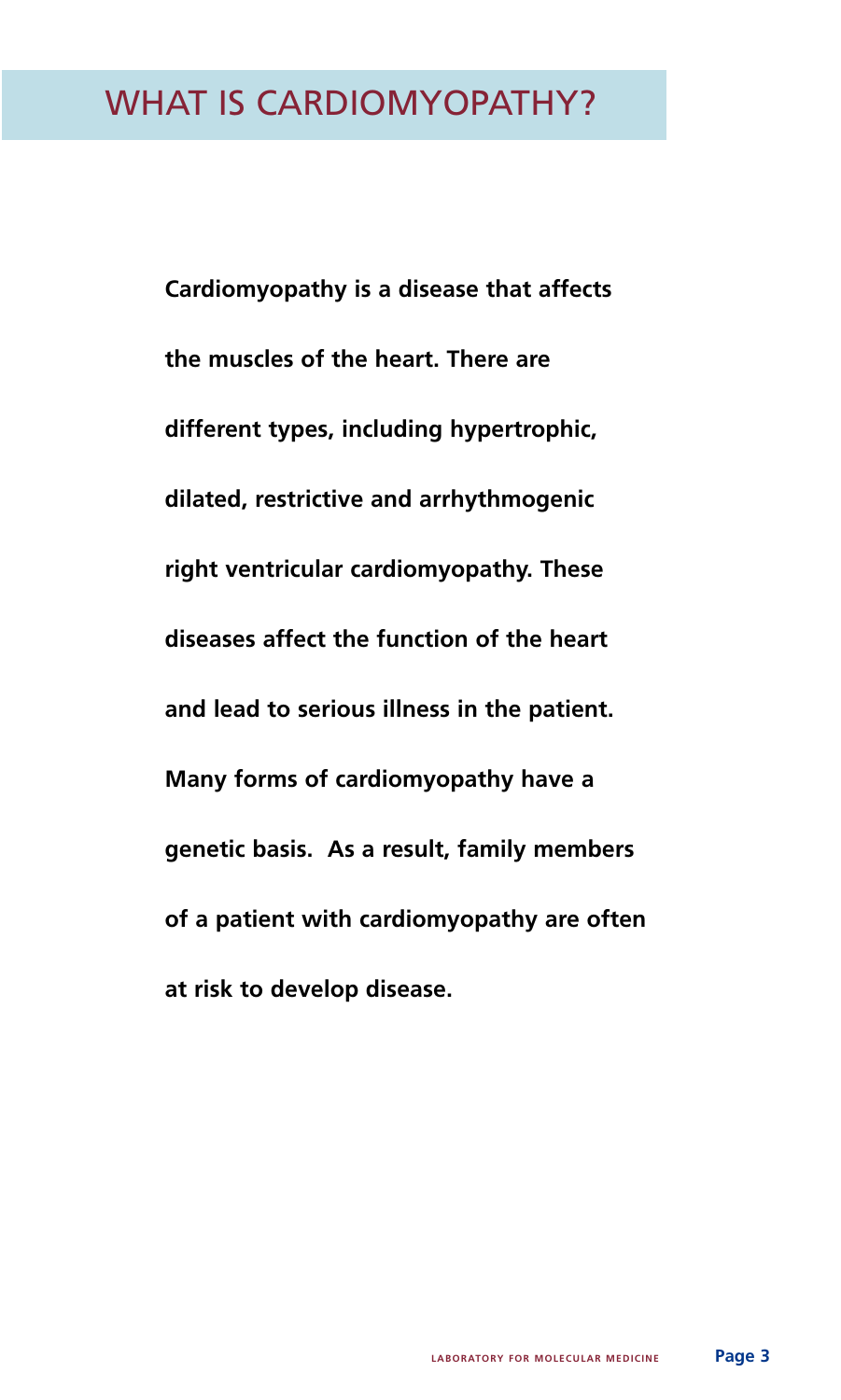# WHAT IS CARDIOMYOPATHY?

**Cardiomyopathy is a disease that affects the muscles of the heart. There are different types, including hypertrophic, dilated, restrictive and arrhythmogenic right ventricular cardiomyopathy. These diseases affect the function of the heart and lead to serious illness in the patient. Many forms of cardiomyopathy have a genetic basis. As a result, family members of a patient with cardiomyopathy are often at risk to develop disease.**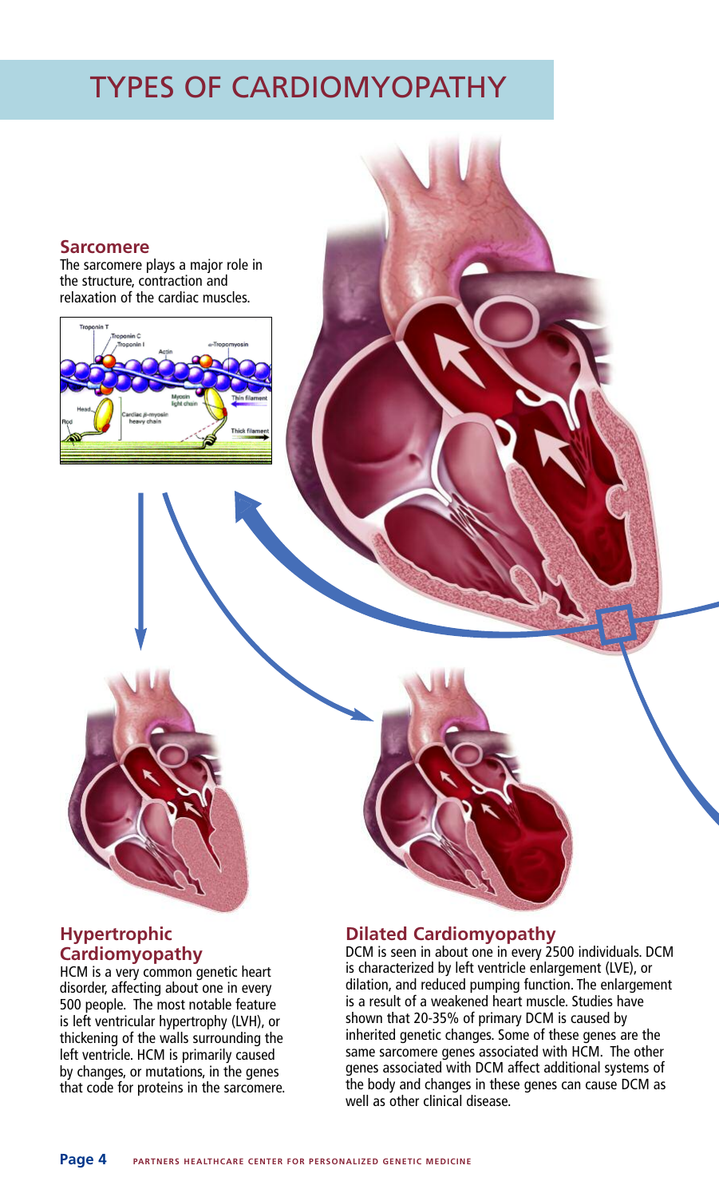# TYPES OF CARDIOMYOPATHY

## Sarcomere

The sarcomere plays a major role in the structure, contraction and relaxation of the cardiac muscles.

## Hypertrophic Cardiomyopathy

HCM is a very common genetic heart disorder, affecting about one in every 500 people. The most notable feature is left ventricular hypertrophy (LVH), or thickening of the walls surrounding the left ventricle. HCM is primarily caused by changes, or mutations, in the genes that code for proteins in the sarcomere.

## Dilated Cardiomyopathy

DCM is seen in about one in every 2500 individuals. DCM is characterized by left ventricle enlargement (LVE), or dilation, and reduced pumping function. The enlargement is a result of a weakened heart muscle. Studies have shown that 20-35% of primary DCM is caused by inherited genetic changes. Some of these genes are the same sarcomere genes associated with HCM. The other genes associated with DCM affect additional systems of the body and changes in these genes can cause DCM as well as other clinical disease.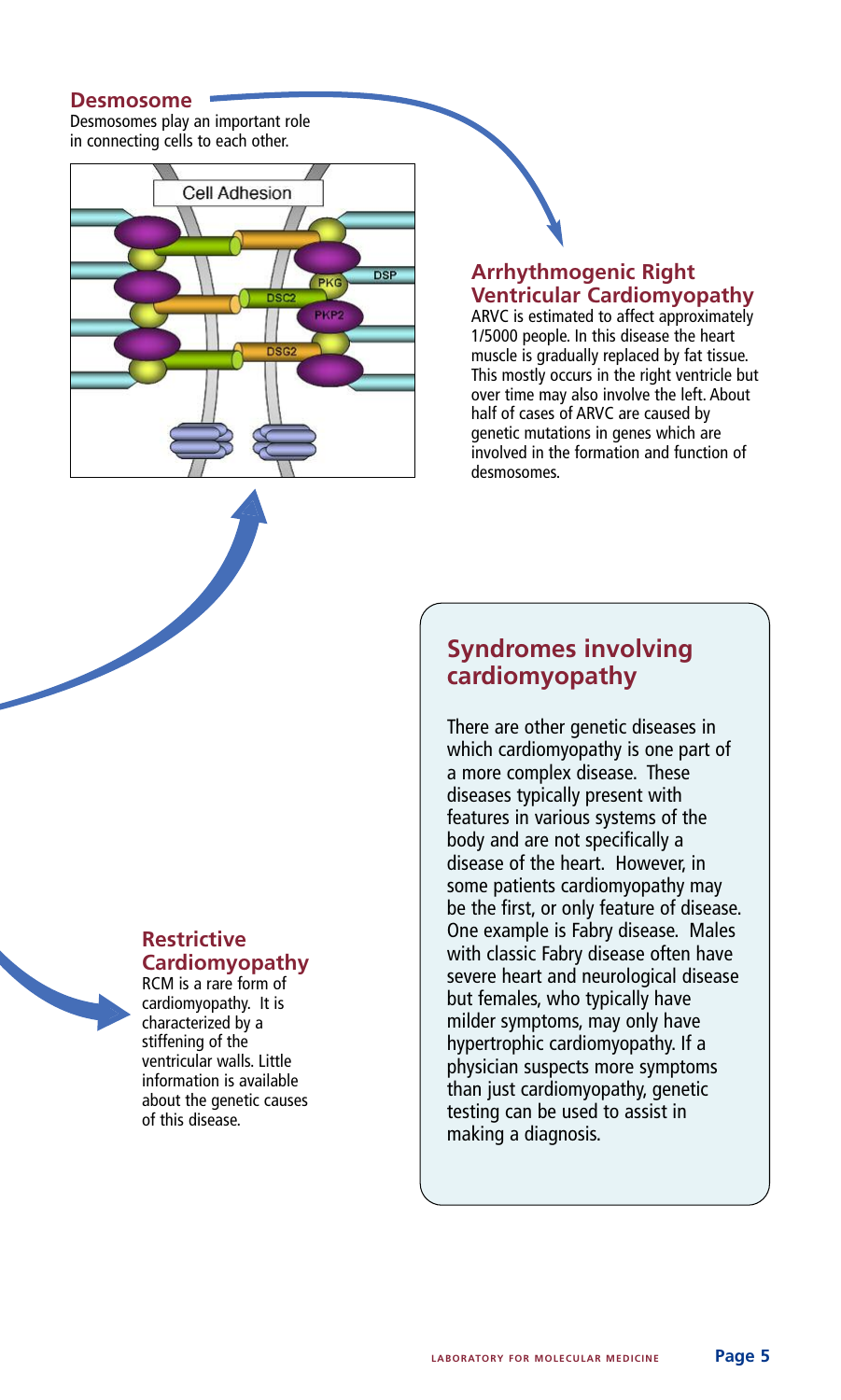## Desmosome

Desmosomes play an important role in connecting cells to each other.

## Arrhythmogenic Right Ventricular Cardiomyopathy

ARVC is estimated to affect approximately 1/5000 people. In this disease the heart muscle is gradually replaced by fat tissue. This mostly occurs in the right ventricle but over time may also involve the left. About half of cases of ARVC are caused by genetic mutations in genes which are involved in the formation and function of desmosomes.

## Restrictive Cardiomyopathy

RCM is a rare form of cardiomyopathy. It is characterized by a stiffening of the ventricular walls. Little information is available about the genetic causes of this disease.

## Syndromes involving cardiomyopathy

There are other genetic diseases in which cardiomyopathy is one part of a more complex disease. These diseases typically present with features in various systems of the body and are not specifically a disease of the heart. However, in some patients cardiomyopathy may be the first, or only feature of disease. One example is Fabry disease. Males with classic Fabry disease often have severe heart and neurological disease but females, who typically have milder symptoms, may only have hypertrophic cardiomyopathy. If a physician suspects more symptoms than just cardiomyopathy, genetic testing can be used to assist in making a diagnosis.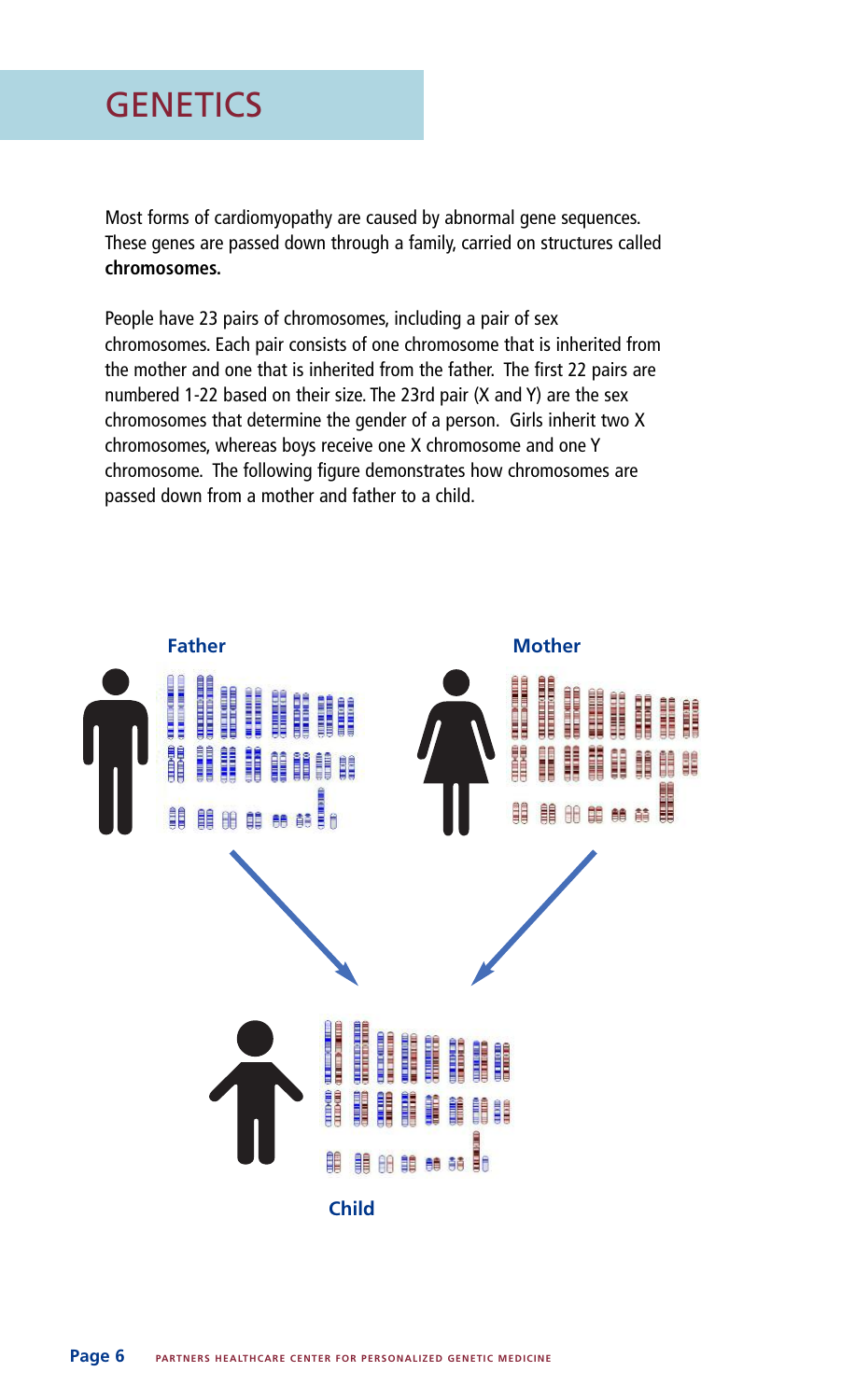# GENETICS

Most forms of cardiomyopathy are caused by abnormal gene sequences. These genes are passed down through a family, carried on structures called **chromosomes.**

People have 23 pairs of chromosomes, including a pair of sex chromosomes. Each pair consists of one chromosome that is inherited from the mother and one that is inherited from the father. The first 22 pairs are numbered 1-22 based on their size. The 23rd pair (X and Y) are the sex chromosomes that determine the gender of a person. Girls inherit two X chromosomes, whereas boys receive one X chromosome and one Y chromosome. The following figure demonstrates how chromosomes are passed down from a mother and father to a child.

Father

Mother

Child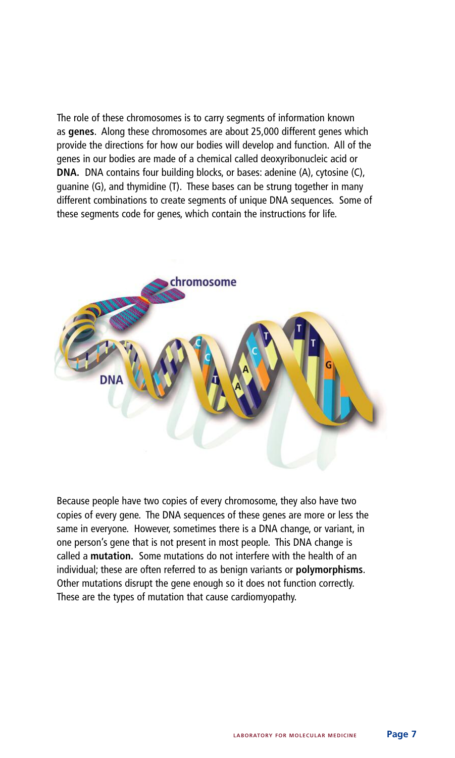The role of these chromosomes is to carry segments of information known as **genes**. Along these chromosomes are about 25,000 different genes which provide the directions for how our bodies will develop and function. All of the genes in our bodies are made of a chemical called deoxyribonucleic acid or **DNA.** DNA contains four building blocks, or bases: adenine (A), cytosine (C), guanine (G), and thymidine (T). These bases can be strung together in many different combinations to create segments of unique DNA sequences. Some of these segments code for genes, which contain the instructions for life.

Because people have two copies of every chromosome, they also have two copies of every gene. The DNA sequences of these genes are more or less the same in everyone. However, sometimes there is a DNA change, or variant, in one person's gene that is not present in most people. This DNA change is called a **mutation.** Some mutations do not interfere with the health of an individual; these are often referred to as benign variants or **polymorphisms**. Other mutations disrupt the gene enough so it does not function correctly. These are the types of mutation that cause cardiomyopathy.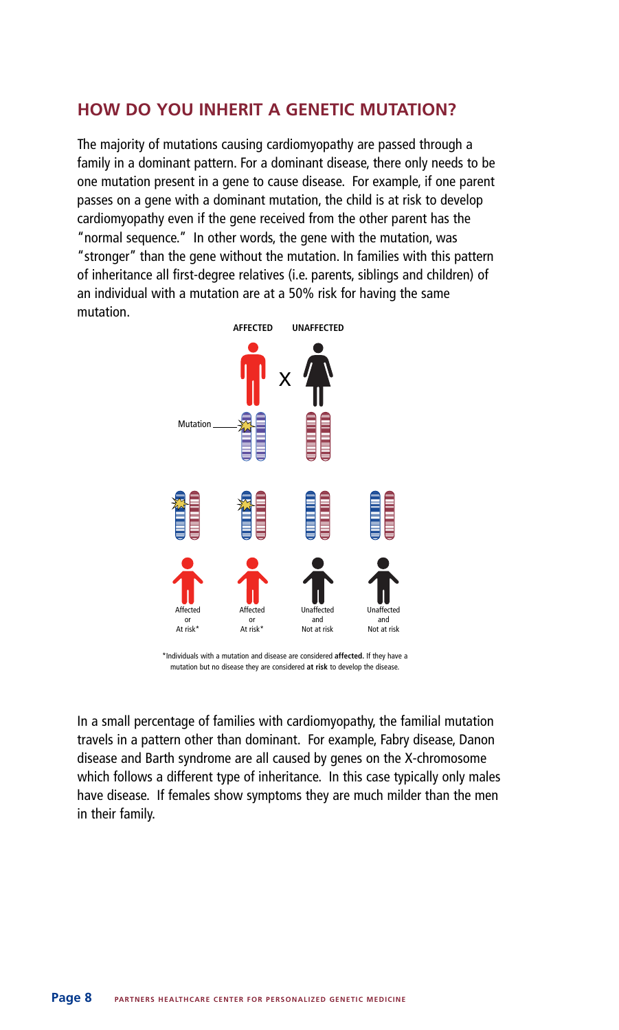## HOW DO YOU INHERIT A GENETIC MUTATION?

The majority of mutations causing cardiomyopathy are passed through a family in a dominant pattern. For a dominant disease, there only needs to be one mutation present in a gene to cause disease. For example, if one parent passes on a gene with a dominant mutation, the child is at risk to develop cardiomyopathy even if the gene received from the other parent has the "normal sequence." In other words, the gene with the mutation, was "stronger" than the gene without the mutation. In families with this pattern of inheritance all first-degree relatives (i.e. parents, siblings and children) of an individual with a mutation are at a 50% risk for having the same mutation.

AFFECTED X UNAFFECTED

Mutation

Affected or At risk* | Affected or At risk* | Unaffected and Not at risk | Unaffected and Not at risk

*Individuals with a mutation and disease are considered **affected.** If they have a mutation but no disease they are considered **at risk** to develop the disease.

In a small percentage of families with cardiomyopathy, the familial mutation travels in a pattern other than dominant. For example, Fabry disease, Danon disease and Barth syndrome are all caused by genes on the X-chromosome which follows a different type of inheritance. In this case typically only males have disease. If females show symptoms they are much milder than the men in their family.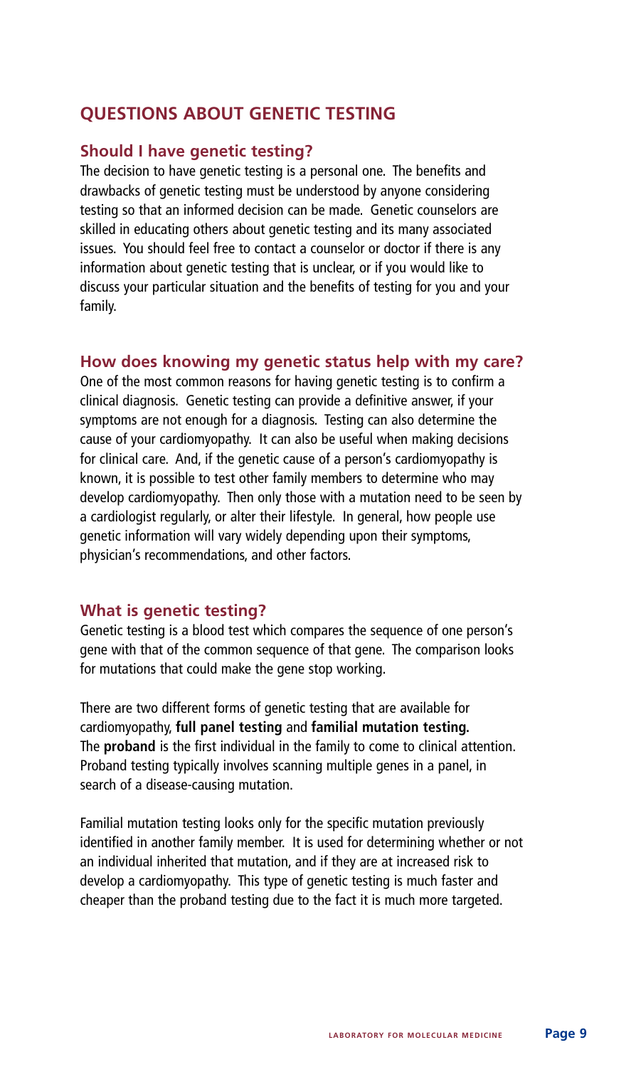## QUESTIONS ABOUT GENETIC TESTING

### Should I have genetic testing?

The decision to have genetic testing is a personal one. The benefits and drawbacks of genetic testing must be understood by anyone considering testing so that an informed decision can be made. Genetic counselors are skilled in educating others about genetic testing and its many associated issues. You should feel free to contact a counselor or doctor if there is any information about genetic testing that is unclear, or if you would like to discuss your particular situation and the benefits of testing for you and your family.

### How does knowing my genetic status help with my care?

One of the most common reasons for having genetic testing is to confirm a clinical diagnosis. Genetic testing can provide a definitive answer, if your symptoms are not enough for a diagnosis. Testing can also determine the cause of your cardiomyopathy. It can also be useful when making decisions for clinical care. And, if the genetic cause of a person's cardiomyopathy is known, it is possible to test other family members to determine who may develop cardiomyopathy. Then only those with a mutation need to be seen by a cardiologist regularly, or alter their lifestyle. In general, how people use genetic information will vary widely depending upon their symptoms, physician's recommendations, and other factors.

### What is genetic testing?

Genetic testing is a blood test which compares the sequence of one person's gene with that of the common sequence of that gene. The comparison looks for mutations that could make the gene stop working.

There are two different forms of genetic testing that are available for cardiomyopathy, **full panel testing** and **familial mutation testing.** The **proband** is the first individual in the family to come to clinical attention. Proband testing typically involves scanning multiple genes in a panel, in search of a disease-causing mutation.

Familial mutation testing looks only for the specific mutation previously identified in another family member. It is used for determining whether or not an individual inherited that mutation, and if they are at increased risk to develop a cardiomyopathy. This type of genetic testing is much faster and cheaper than the proband testing due to the fact it is much more targeted.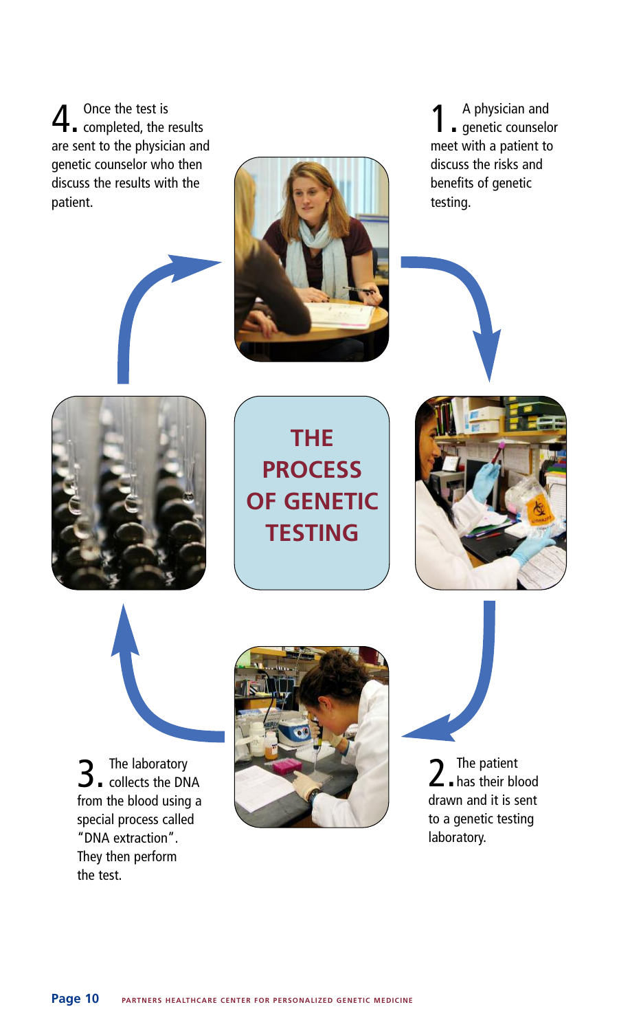# THE PROCESS OF GENETIC TESTING

1. A physician and genetic counselor meet with a patient to discuss the risks and benefits of genetic testing.

2. The patient has their blood drawn and it is sent to a genetic testing laboratory.

3. The laboratory collects the DNA from the blood using a special process called "DNA extraction". They then perform the test.

4. Once the test is completed, the results are sent to the physician and genetic counselor who then discuss the results with the patient.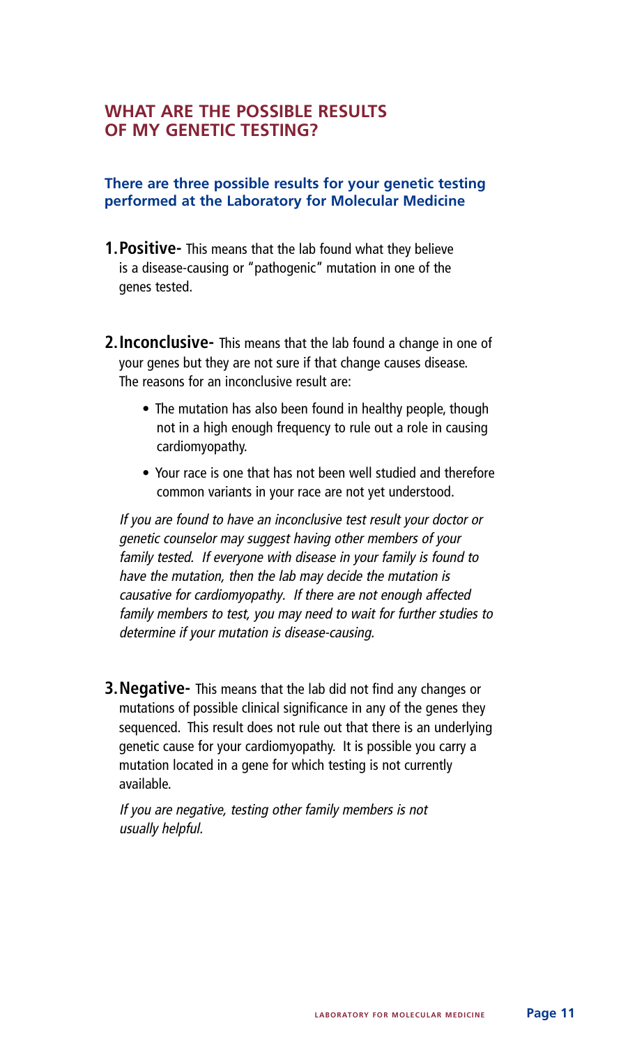## WHAT ARE THE POSSIBLE RESULTS OF MY GENETIC TESTING?

### There are three possible results for your genetic testing performed at the Laboratory for Molecular Medicine

1. **Positive-** This means that the lab found what they believe is a disease-causing or "pathogenic" mutation in one of the genes tested.

2. **Inconclusive-** This means that the lab found a change in one of your genes but they are not sure if that change causes disease. The reasons for an inconclusive result are:

   - The mutation has also been found in healthy people, though not in a high enough frequency to rule out a role in causing cardiomyopathy.
   - Your race is one that has not been well studied and therefore common variants in your race are not yet understood.

   *If you are found to have an inconclusive test result your doctor or genetic counselor may suggest having other members of your family tested. If everyone with disease in your family is found to have the mutation, then the lab may decide the mutation is causative for cardiomyopathy. If there are not enough affected family members to test, you may need to wait for further studies to determine if your mutation is disease-causing.*

3. **Negative-** This means that the lab did not find any changes or mutations of possible clinical significance in any of the genes they sequenced. This result does not rule out that there is an underlying genetic cause for your cardiomyopathy. It is possible you carry a mutation located in a gene for which testing is not currently available.

   *If you are negative, testing other family members is not usually helpful.*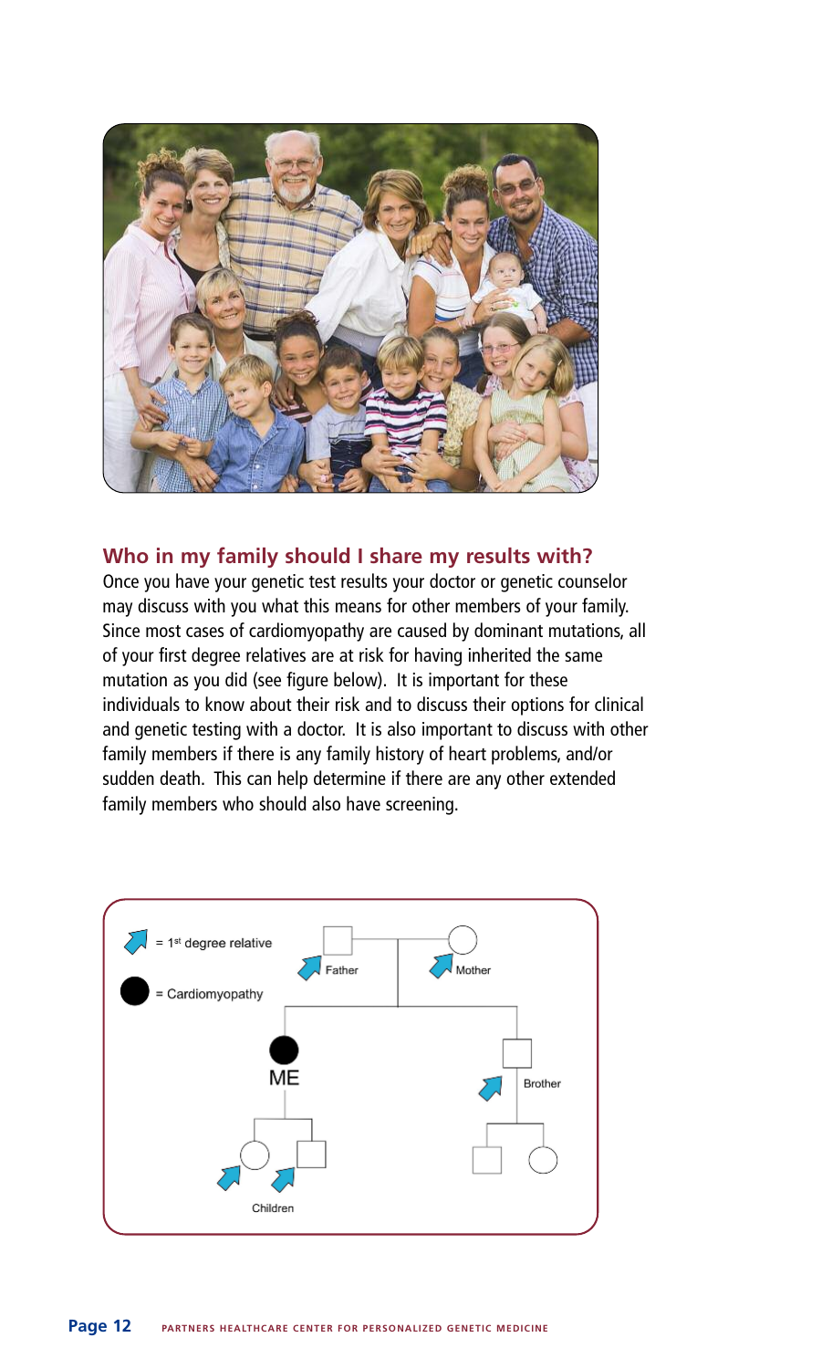## Who in my family should I share my results with?

Once you have your genetic test results your doctor or genetic counselor may discuss with you what this means for other members of your family. Since most cases of cardiomyopathy are caused by dominant mutations, all of your first degree relatives are at risk for having inherited the same mutation as you did (see figure below). It is important for these individuals to know about their risk and to discuss their options for clinical and genetic testing with a doctor. It is also important to discuss with other family members if there is any family history of heart problems, and/or sudden death. This can help determine if there are any other extended family members who should also have screening.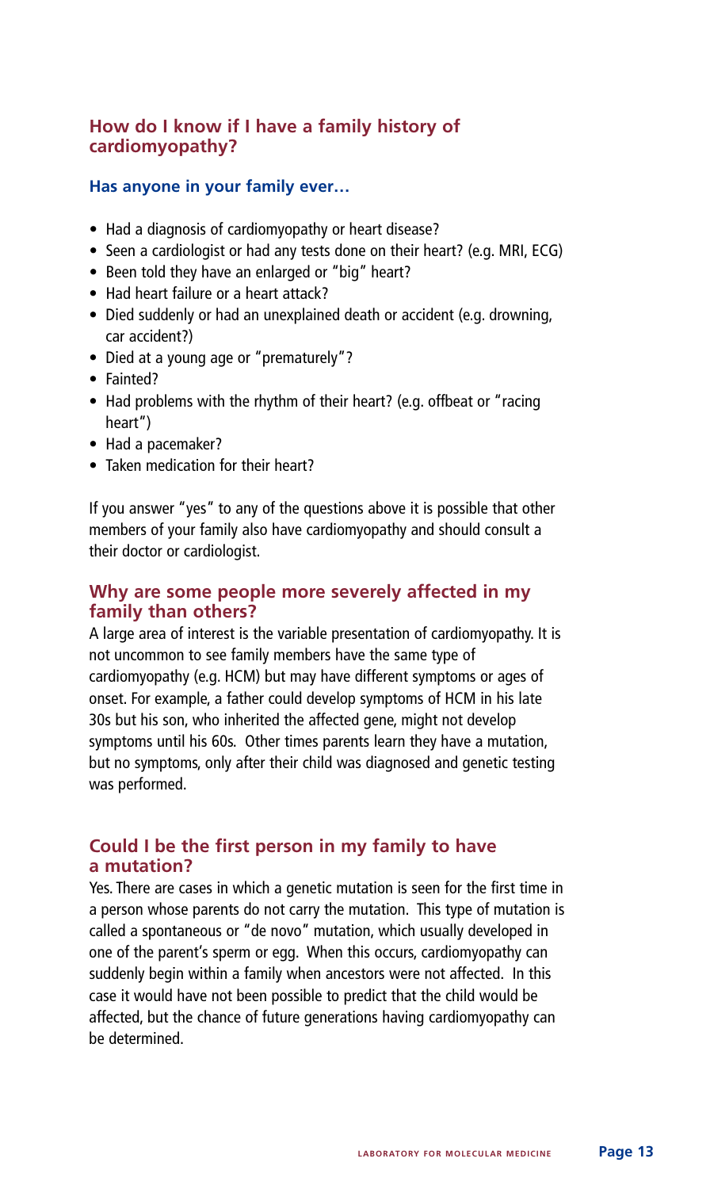## How do I know if I have a family history of cardiomyopathy?

### Has anyone in your family ever…

- Had a diagnosis of cardiomyopathy or heart disease?
- Seen a cardiologist or had any tests done on their heart? (e.g. MRI, ECG)
- Been told they have an enlarged or "big" heart?
- Had heart failure or a heart attack?
- Died suddenly or had an unexplained death or accident (e.g. drowning, car accident?)
- Died at a young age or "prematurely"?
- Fainted?
- Had problems with the rhythm of their heart? (e.g. offbeat or "racing heart")
- Had a pacemaker?
- Taken medication for their heart?

If you answer "yes" to any of the questions above it is possible that other members of your family also have cardiomyopathy and should consult a their doctor or cardiologist.

## Why are some people more severely affected in my family than others?

A large area of interest is the variable presentation of cardiomyopathy. It is not uncommon to see family members have the same type of cardiomyopathy (e.g. HCM) but may have different symptoms or ages of onset. For example, a father could develop symptoms of HCM in his late 30s but his son, who inherited the affected gene, might not develop symptoms until his 60s. Other times parents learn they have a mutation, but no symptoms, only after their child was diagnosed and genetic testing was performed.

## Could I be the first person in my family to have a mutation?

Yes. There are cases in which a genetic mutation is seen for the first time in a person whose parents do not carry the mutation. This type of mutation is called a spontaneous or "de novo" mutation, which usually developed in one of the parent's sperm or egg. When this occurs, cardiomyopathy can suddenly begin within a family when ancestors were not affected. In this case it would have not been possible to predict that the child would be affected, but the chance of future generations having cardiomyopathy can be determined.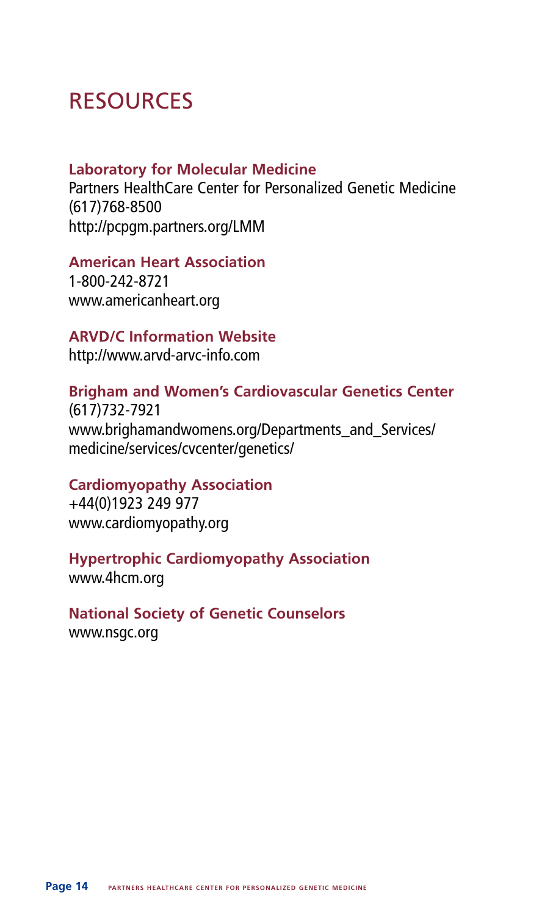# RESOURCES

**Laboratory for Molecular Medicine**
Partners HealthCare Center for Personalized Genetic Medicine
(617)768-8500
http://pcpgm.partners.org/LMM

**American Heart Association**
1-800-242-8721
www.americanheart.org

**ARVD/C Information Website**
http://www.arvd-arvc-info.com

**Brigham and Women's Cardiovascular Genetics Center**
(617)732-7921
www.brighamandwomens.org/Departments_and_Services/medicine/services/cvcenter/genetics/

**Cardiomyopathy Association**
+44(0)1923 249 977
www.cardiomyopathy.org

**Hypertrophic Cardiomyopathy Association**
www.4hcm.org

**National Society of Genetic Counselors**
www.nsgc.org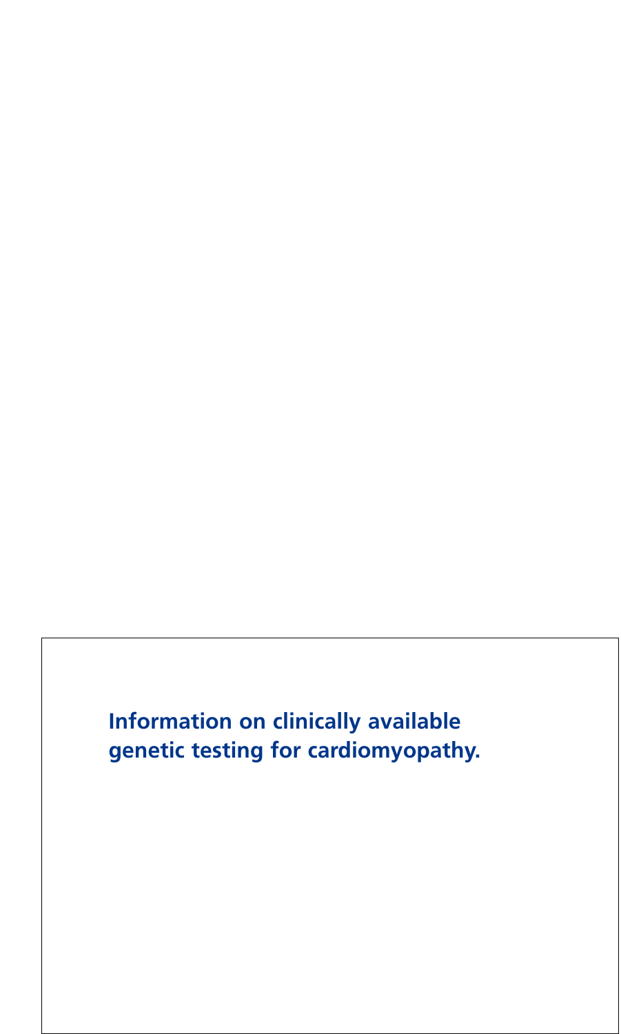**Information on clinically available genetic testing for cardiomyopathy.**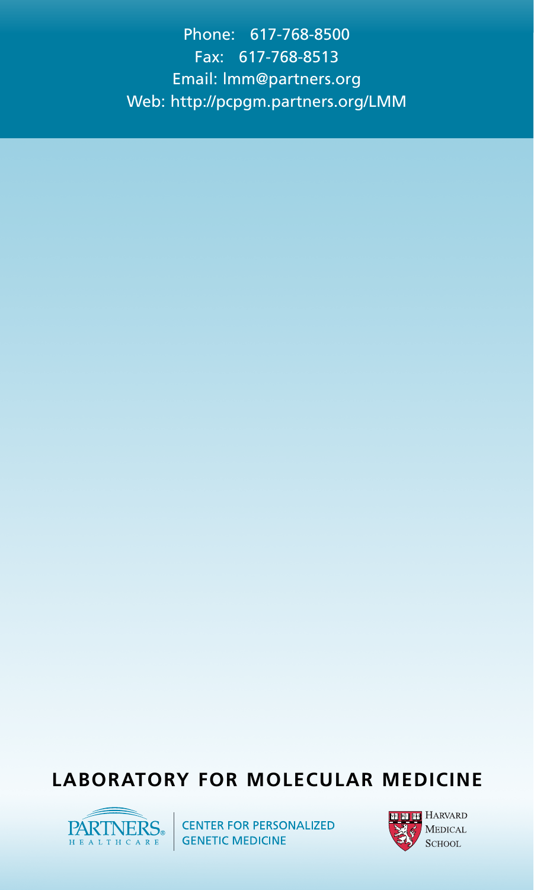Phone: 617-768-8500

Fax: 617-768-8513

Email: lmm@partners.org

Web: http://pcpgm.partners.org/LMM

## LABORATORY FOR MOLECULAR MEDICINE

PARTNERS HEALTHCARE

CENTER FOR PERSONALIZED GENETIC MEDICINE

HARVARD MEDICAL SCHOOL